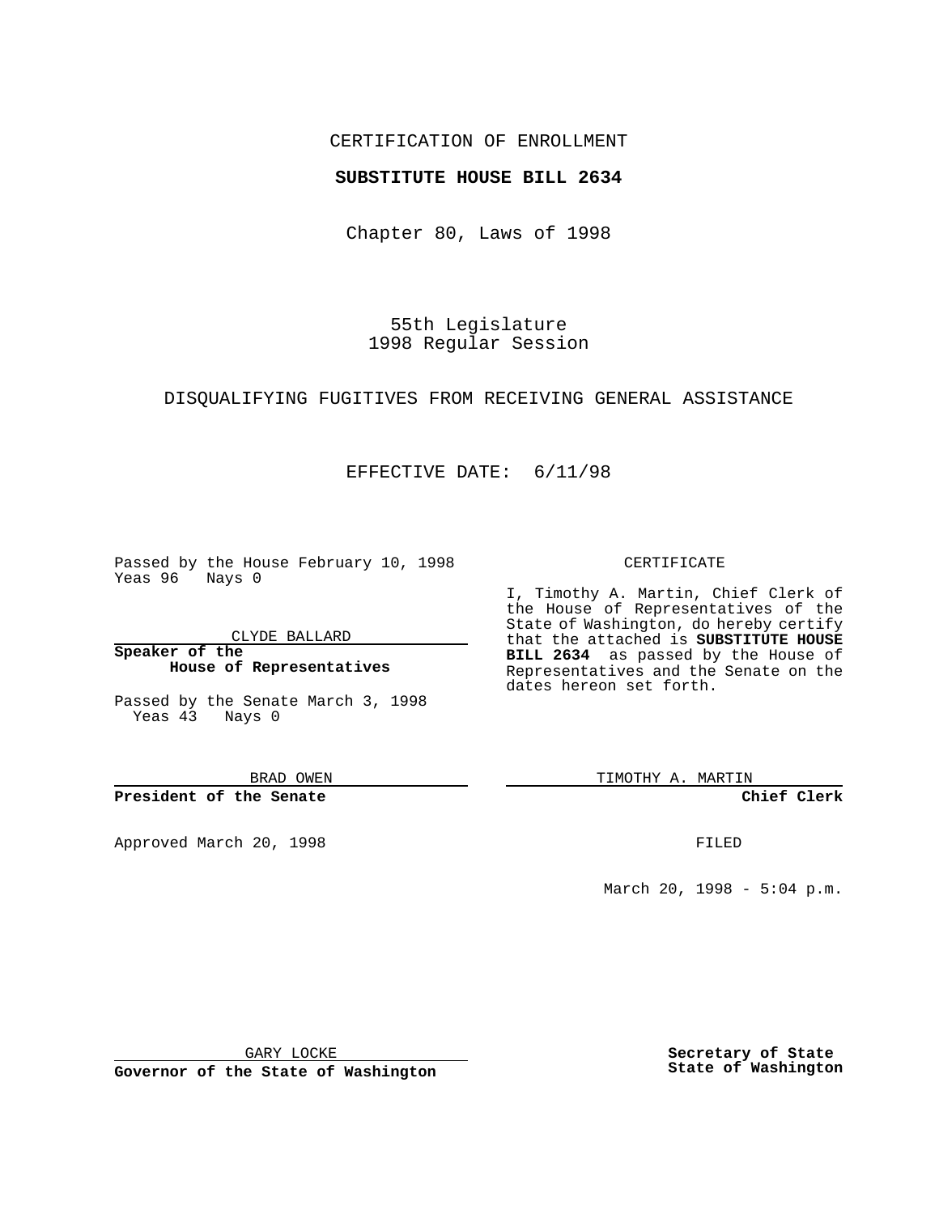CERTIFICATION OF ENROLLMENT

**SUBSTITUTE HOUSE BILL 2634**

Chapter 80, Laws of 1998

55th Legislature
1998 Regular Session

DISQUALIFYING FUGITIVES FROM RECEIVING GENERAL ASSISTANCE

EFFECTIVE DATE: 6/11/98

Passed by the House February 10, 1998
Yeas 96 Nays 0

CLYDE BALLARD

**Speaker of the House of Representatives**

Passed by the Senate March 3, 1998
Yeas 43 Nays 0

BRAD OWEN

**President of the Senate**

Approved March 20, 1998

GARY LOCKE

**Governor of the State of Washington**

CERTIFICATE

I, Timothy A. Martin, Chief Clerk of the House of Representatives of the State of Washington, do hereby certify that the attached is **SUBSTITUTE HOUSE BILL 2634** as passed by the House of Representatives and the Senate on the dates hereon set forth.

TIMOTHY A. MARTIN

**Chief Clerk**

FILED

March 20, 1998 - 5:04 p.m.

**Secretary of State**
**State of Washington**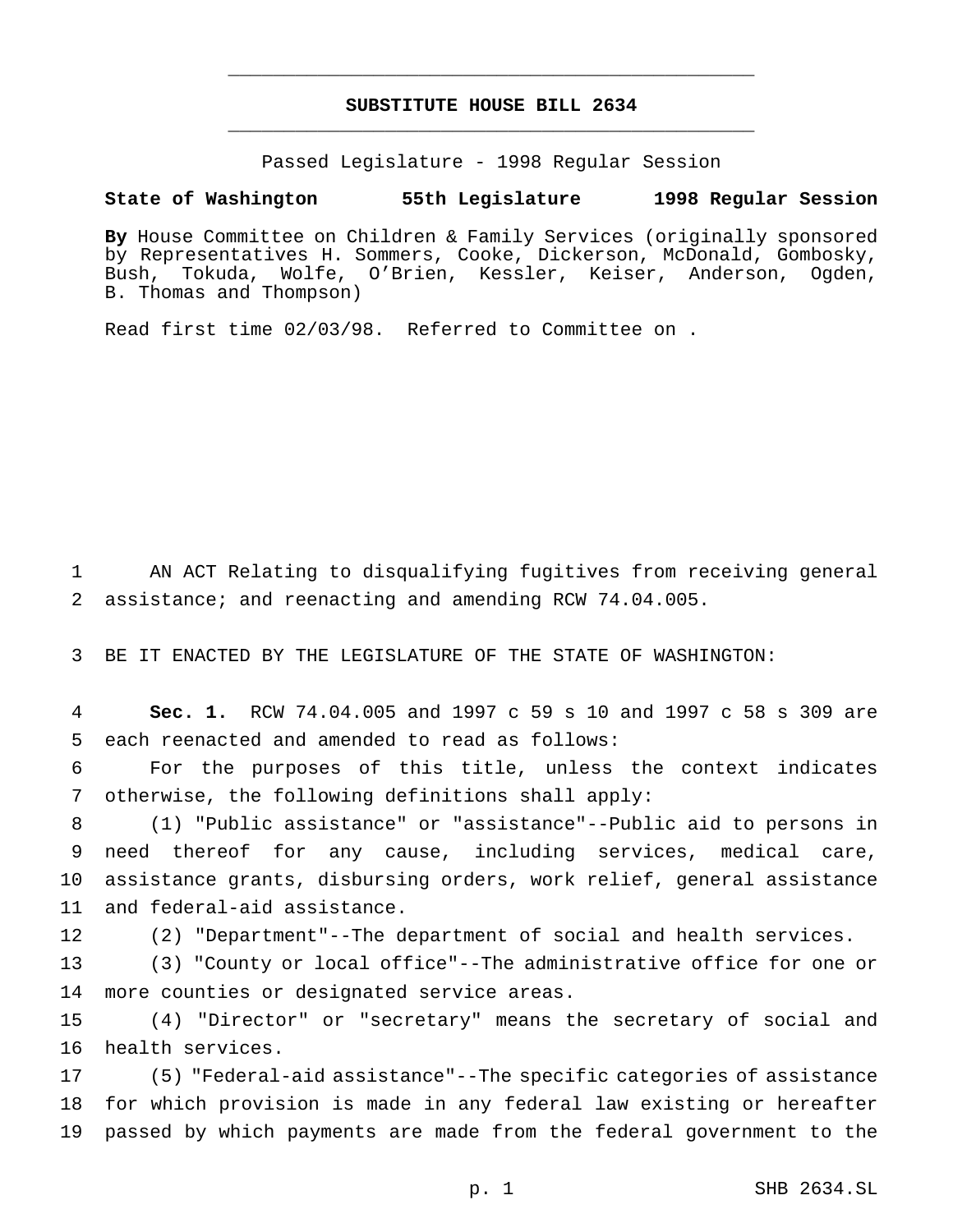# SUBSTITUTE HOUSE BILL 2634

Passed Legislature - 1998 Regular Session

**State of Washington 55th Legislature 1998 Regular Session**

**By** House Committee on Children & Family Services (originally sponsored by Representatives H. Sommers, Cooke, Dickerson, McDonald, Gombosky, Bush, Tokuda, Wolfe, O'Brien, Kessler, Keiser, Anderson, Ogden, B. Thomas and Thompson)

Read first time 02/03/98. Referred to Committee on .

AN ACT Relating to disqualifying fugitives from receiving general assistance; and reenacting and amending RCW 74.04.005.

BE IT ENACTED BY THE LEGISLATURE OF THE STATE OF WASHINGTON:

**Sec. 1.** RCW 74.04.005 and 1997 c 59 s 10 and 1997 c 58 s 309 are each reenacted and amended to read as follows:

For the purposes of this title, unless the context indicates otherwise, the following definitions shall apply:

(1) "Public assistance" or "assistance"--Public aid to persons in need thereof for any cause, including services, medical care, assistance grants, disbursing orders, work relief, general assistance and federal-aid assistance.

(2) "Department"--The department of social and health services.

(3) "County or local office"--The administrative office for one or more counties or designated service areas.

(4) "Director" or "secretary" means the secretary of social and health services.

(5) "Federal-aid assistance"--The specific categories of assistance for which provision is made in any federal law existing or hereafter passed by which payments are made from the federal government to the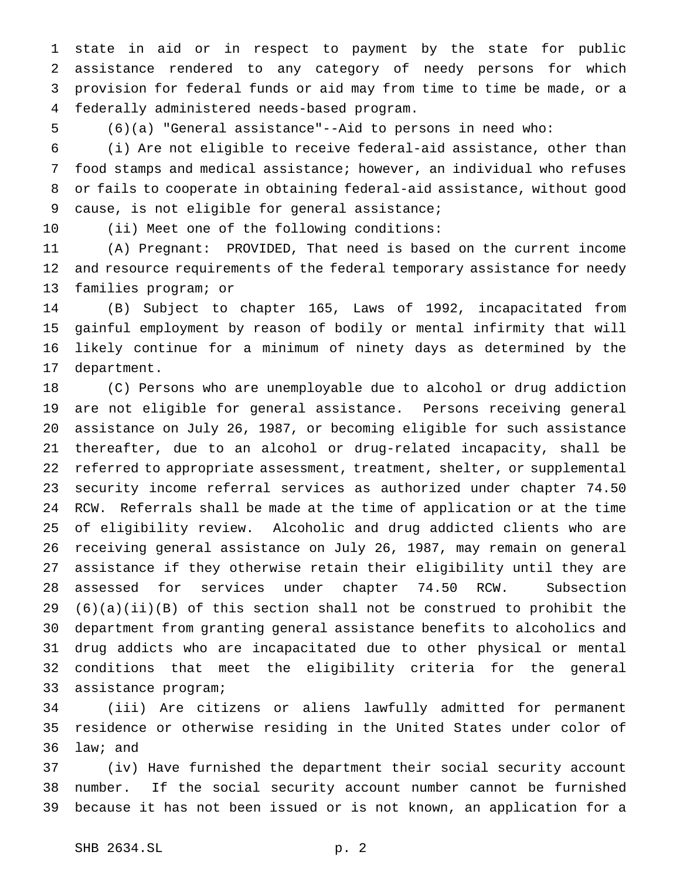state in aid or in respect to payment by the state for public assistance rendered to any category of needy persons for which provision for federal funds or aid may from time to time be made, or a federally administered needs-based program.

(6)(a) "General assistance"--Aid to persons in need who:

(i) Are not eligible to receive federal-aid assistance, other than food stamps and medical assistance; however, an individual who refuses or fails to cooperate in obtaining federal-aid assistance, without good cause, is not eligible for general assistance;

(ii) Meet one of the following conditions:

(A) Pregnant: PROVIDED, That need is based on the current income and resource requirements of the federal temporary assistance for needy families program; or

(B) Subject to chapter 165, Laws of 1992, incapacitated from gainful employment by reason of bodily or mental infirmity that will likely continue for a minimum of ninety days as determined by the department.

(C) Persons who are unemployable due to alcohol or drug addiction are not eligible for general assistance. Persons receiving general assistance on July 26, 1987, or becoming eligible for such assistance thereafter, due to an alcohol or drug-related incapacity, shall be referred to appropriate assessment, treatment, shelter, or supplemental security income referral services as authorized under chapter 74.50 RCW. Referrals shall be made at the time of application or at the time of eligibility review. Alcoholic and drug addicted clients who are receiving general assistance on July 26, 1987, may remain on general assistance if they otherwise retain their eligibility until they are assessed for services under chapter 74.50 RCW. Subsection (6)(a)(ii)(B) of this section shall not be construed to prohibit the department from granting general assistance benefits to alcoholics and drug addicts who are incapacitated due to other physical or mental conditions that meet the eligibility criteria for the general assistance program;

(iii) Are citizens or aliens lawfully admitted for permanent residence or otherwise residing in the United States under color of law; and

(iv) Have furnished the department their social security account number. If the social security account number cannot be furnished because it has not been issued or is not known, an application for a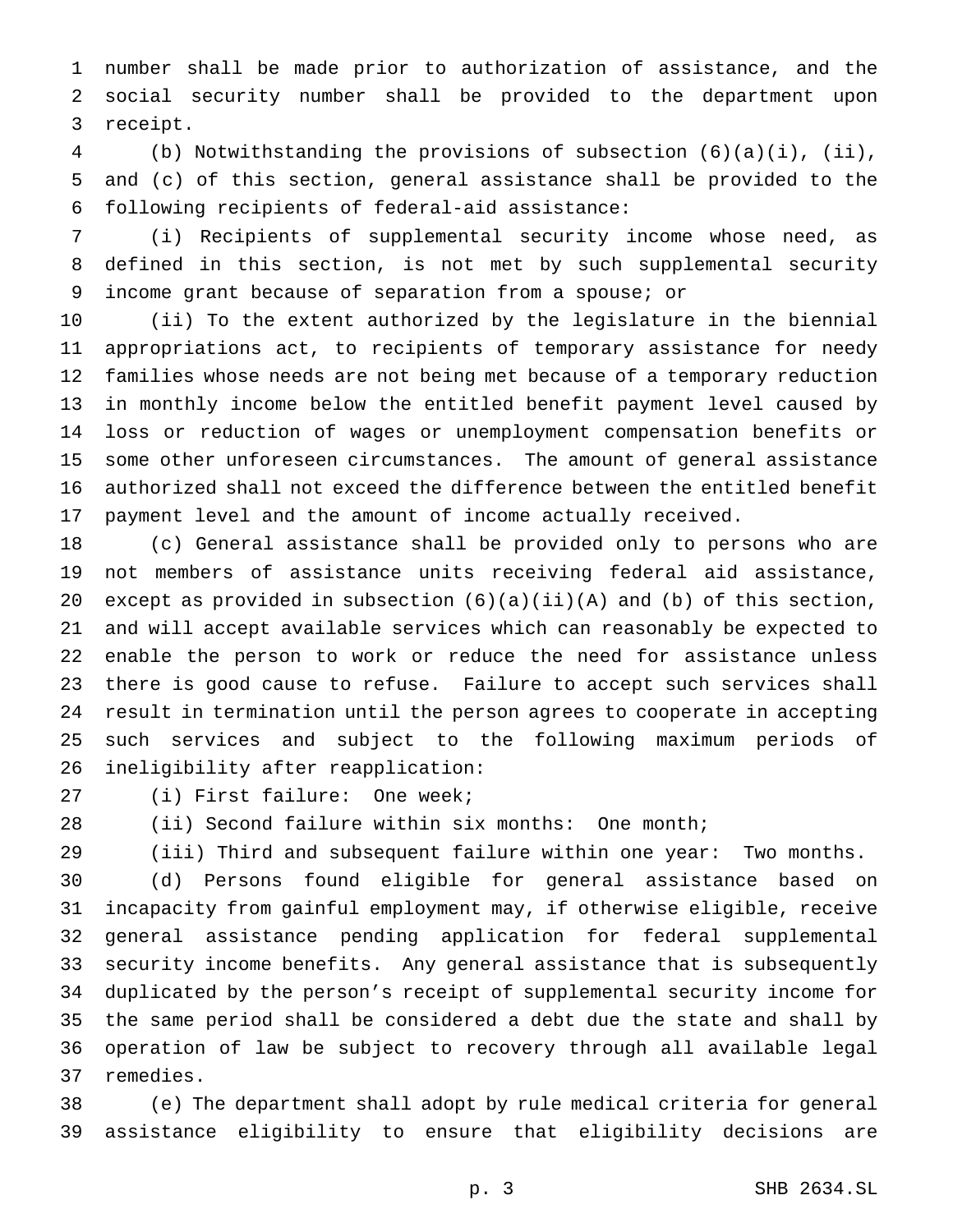number shall be made prior to authorization of assistance, and the social security number shall be provided to the department upon receipt.

(b) Notwithstanding the provisions of subsection (6)(a)(i), (ii), and (c) of this section, general assistance shall be provided to the following recipients of federal-aid assistance:

(i) Recipients of supplemental security income whose need, as defined in this section, is not met by such supplemental security income grant because of separation from a spouse; or

(ii) To the extent authorized by the legislature in the biennial appropriations act, to recipients of temporary assistance for needy families whose needs are not being met because of a temporary reduction in monthly income below the entitled benefit payment level caused by loss or reduction of wages or unemployment compensation benefits or some other unforeseen circumstances. The amount of general assistance authorized shall not exceed the difference between the entitled benefit payment level and the amount of income actually received.

(c) General assistance shall be provided only to persons who are not members of assistance units receiving federal aid assistance, except as provided in subsection (6)(a)(ii)(A) and (b) of this section, and will accept available services which can reasonably be expected to enable the person to work or reduce the need for assistance unless there is good cause to refuse. Failure to accept such services shall result in termination until the person agrees to cooperate in accepting such services and subject to the following maximum periods of ineligibility after reapplication:

(i) First failure: One week;

(ii) Second failure within six months: One month;

(iii) Third and subsequent failure within one year: Two months.

(d) Persons found eligible for general assistance based on incapacity from gainful employment may, if otherwise eligible, receive general assistance pending application for federal supplemental security income benefits. Any general assistance that is subsequently duplicated by the person's receipt of supplemental security income for the same period shall be considered a debt due the state and shall by operation of law be subject to recovery through all available legal remedies.

(e) The department shall adopt by rule medical criteria for general assistance eligibility to ensure that eligibility decisions are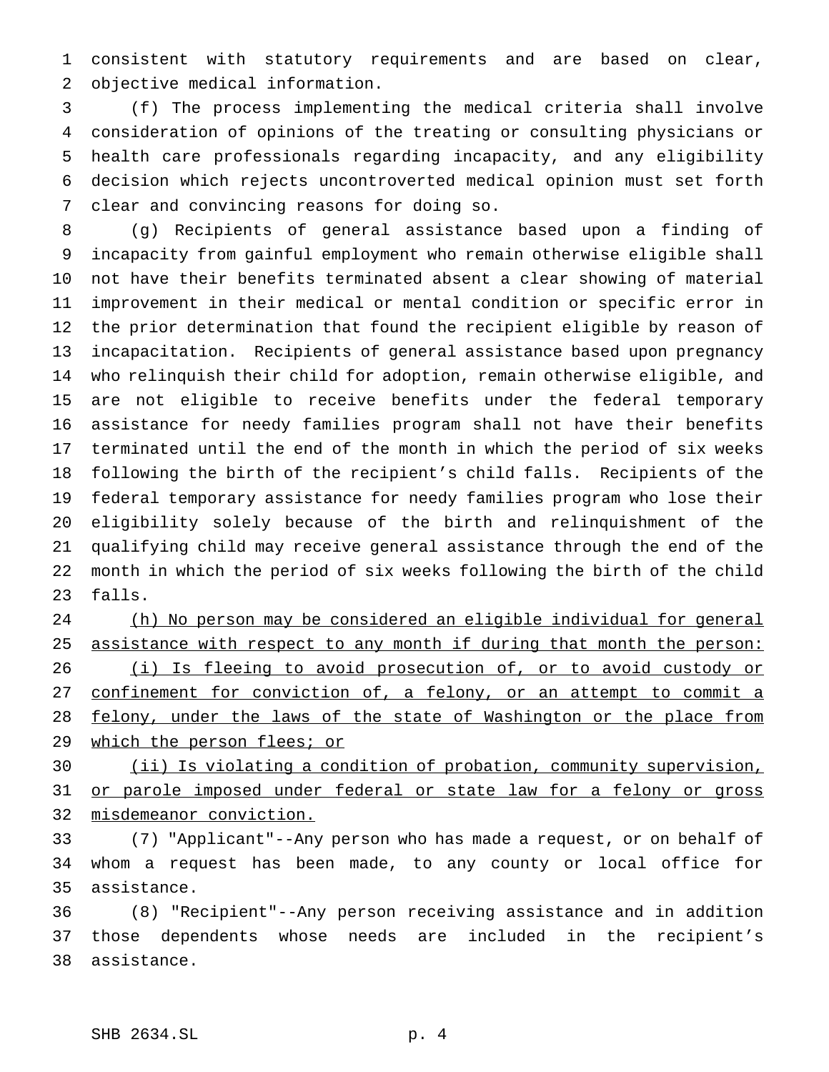consistent with statutory requirements and are based on clear, objective medical information.

(f) The process implementing the medical criteria shall involve consideration of opinions of the treating or consulting physicians or health care professionals regarding incapacity, and any eligibility decision which rejects uncontroverted medical opinion must set forth clear and convincing reasons for doing so.

(g) Recipients of general assistance based upon a finding of incapacity from gainful employment who remain otherwise eligible shall not have their benefits terminated absent a clear showing of material improvement in their medical or mental condition or specific error in the prior determination that found the recipient eligible by reason of incapacitation. Recipients of general assistance based upon pregnancy who relinquish their child for adoption, remain otherwise eligible, and are not eligible to receive benefits under the federal temporary assistance for needy families program shall not have their benefits terminated until the end of the month in which the period of six weeks following the birth of the recipient's child falls. Recipients of the federal temporary assistance for needy families program who lose their eligibility solely because of the birth and relinquishment of the qualifying child may receive general assistance through the end of the month in which the period of six weeks following the birth of the child falls.

<u>(h) No person may be considered an eligible individual for general assistance with respect to any month if during that month the person:</u>

<u>(i) Is fleeing to avoid prosecution of, or to avoid custody or confinement for conviction of, a felony, or an attempt to commit a felony, under the laws of the state of Washington or the place from which the person flees; or</u>

<u>(ii) Is violating a condition of probation, community supervision, or parole imposed under federal or state law for a felony or gross misdemeanor conviction.</u>

(7) "Applicant"--Any person who has made a request, or on behalf of whom a request has been made, to any county or local office for assistance.

(8) "Recipient"--Any person receiving assistance and in addition those dependents whose needs are included in the recipient's assistance.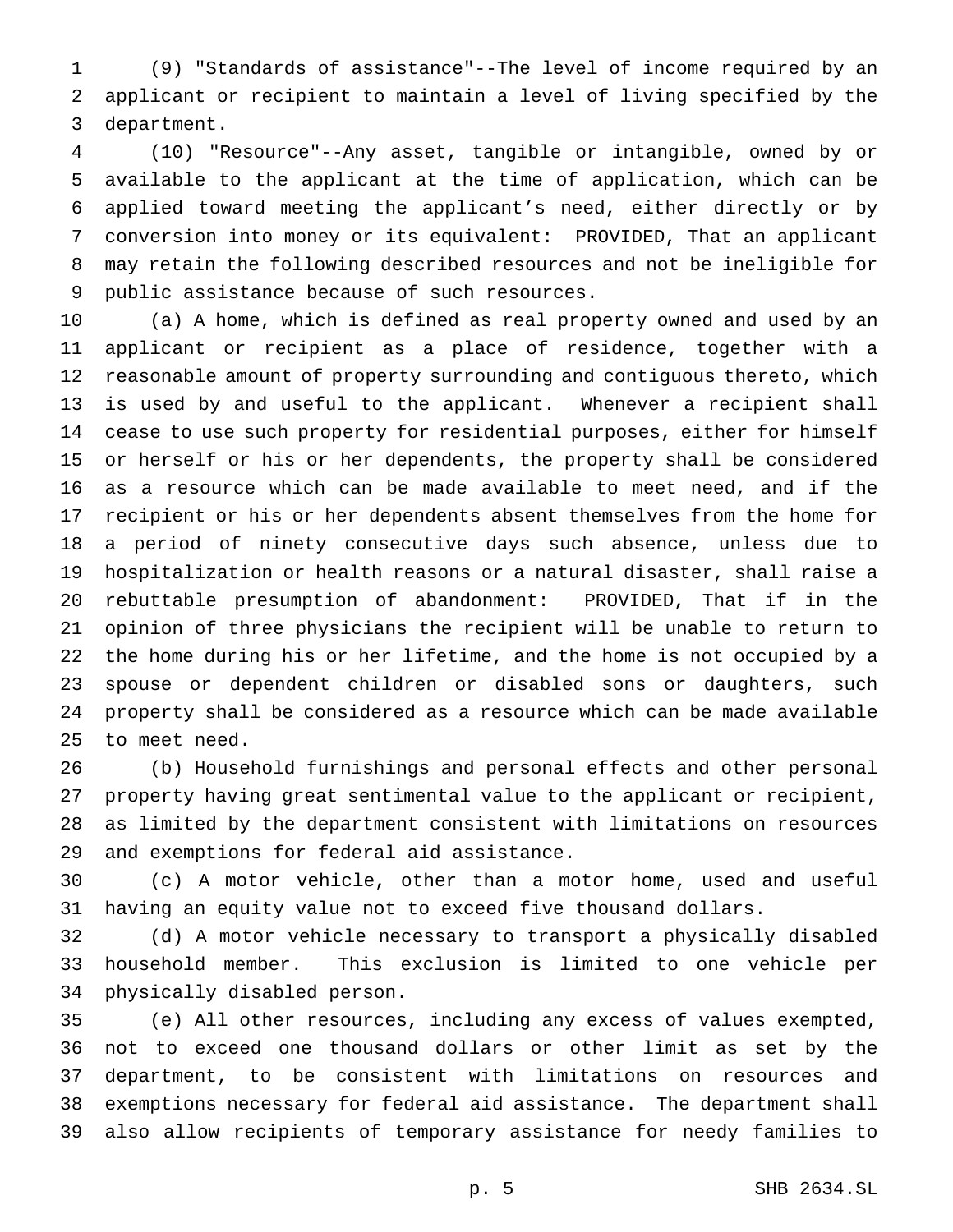(9) "Standards of assistance"--The level of income required by an applicant or recipient to maintain a level of living specified by the department.

(10) "Resource"--Any asset, tangible or intangible, owned by or available to the applicant at the time of application, which can be applied toward meeting the applicant's need, either directly or by conversion into money or its equivalent: PROVIDED, That an applicant may retain the following described resources and not be ineligible for public assistance because of such resources.

(a) A home, which is defined as real property owned and used by an applicant or recipient as a place of residence, together with a reasonable amount of property surrounding and contiguous thereto, which is used by and useful to the applicant. Whenever a recipient shall cease to use such property for residential purposes, either for himself or herself or his or her dependents, the property shall be considered as a resource which can be made available to meet need, and if the recipient or his or her dependents absent themselves from the home for a period of ninety consecutive days such absence, unless due to hospitalization or health reasons or a natural disaster, shall raise a rebuttable presumption of abandonment: PROVIDED, That if in the opinion of three physicians the recipient will be unable to return to the home during his or her lifetime, and the home is not occupied by a spouse or dependent children or disabled sons or daughters, such property shall be considered as a resource which can be made available to meet need.

(b) Household furnishings and personal effects and other personal property having great sentimental value to the applicant or recipient, as limited by the department consistent with limitations on resources and exemptions for federal aid assistance.

(c) A motor vehicle, other than a motor home, used and useful having an equity value not to exceed five thousand dollars.

(d) A motor vehicle necessary to transport a physically disabled household member. This exclusion is limited to one vehicle per physically disabled person.

(e) All other resources, including any excess of values exempted, not to exceed one thousand dollars or other limit as set by the department, to be consistent with limitations on resources and exemptions necessary for federal aid assistance. The department shall also allow recipients of temporary assistance for needy families to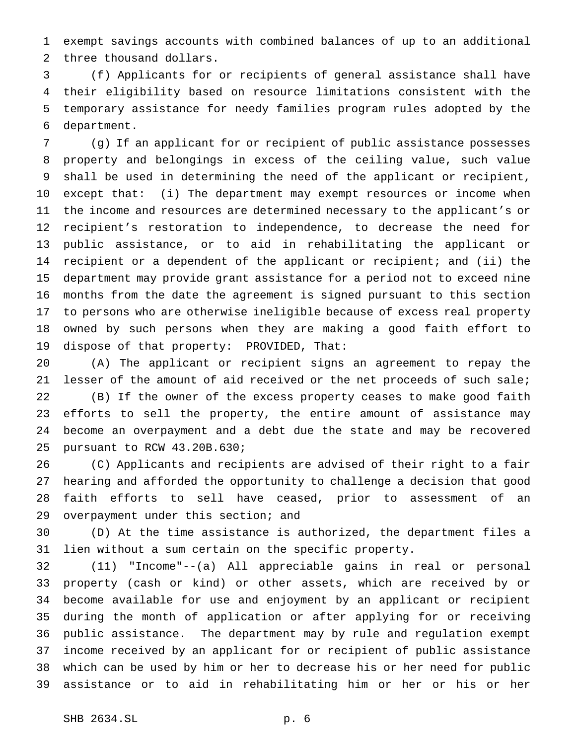exempt savings accounts with combined balances of up to an additional three thousand dollars.

(f) Applicants for or recipients of general assistance shall have their eligibility based on resource limitations consistent with the temporary assistance for needy families program rules adopted by the department.

(g) If an applicant for or recipient of public assistance possesses property and belongings in excess of the ceiling value, such value shall be used in determining the need of the applicant or recipient, except that: (i) The department may exempt resources or income when the income and resources are determined necessary to the applicant's or recipient's restoration to independence, to decrease the need for public assistance, or to aid in rehabilitating the applicant or recipient or a dependent of the applicant or recipient; and (ii) the department may provide grant assistance for a period not to exceed nine months from the date the agreement is signed pursuant to this section to persons who are otherwise ineligible because of excess real property owned by such persons when they are making a good faith effort to dispose of that property: PROVIDED, That:

(A) The applicant or recipient signs an agreement to repay the lesser of the amount of aid received or the net proceeds of such sale;

(B) If the owner of the excess property ceases to make good faith efforts to sell the property, the entire amount of assistance may become an overpayment and a debt due the state and may be recovered pursuant to RCW 43.20B.630;

(C) Applicants and recipients are advised of their right to a fair hearing and afforded the opportunity to challenge a decision that good faith efforts to sell have ceased, prior to assessment of an overpayment under this section; and

(D) At the time assistance is authorized, the department files a lien without a sum certain on the specific property.

(11) "Income"--(a) All appreciable gains in real or personal property (cash or kind) or other assets, which are received by or become available for use and enjoyment by an applicant or recipient during the month of application or after applying for or receiving public assistance. The department may by rule and regulation exempt income received by an applicant for or recipient of public assistance which can be used by him or her to decrease his or her need for public assistance or to aid in rehabilitating him or her or his or her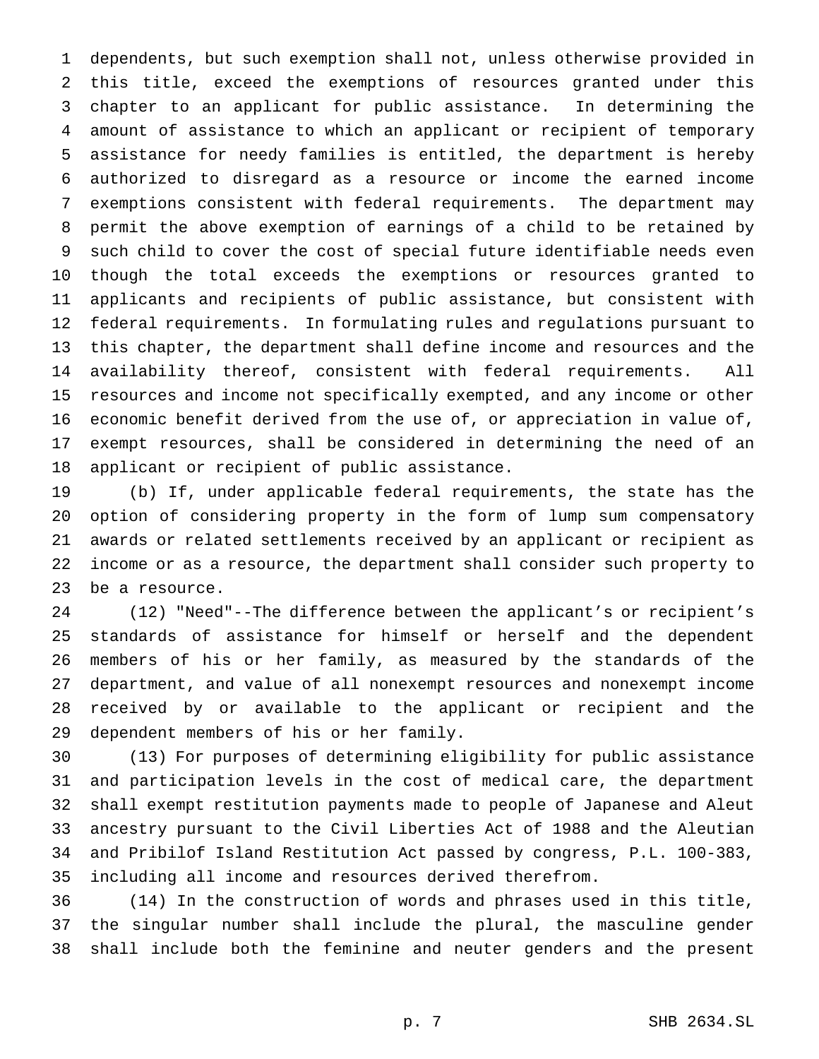dependents, but such exemption shall not, unless otherwise provided in this title, exceed the exemptions of resources granted under this chapter to an applicant for public assistance. In determining the amount of assistance to which an applicant or recipient of temporary assistance for needy families is entitled, the department is hereby authorized to disregard as a resource or income the earned income exemptions consistent with federal requirements. The department may permit the above exemption of earnings of a child to be retained by such child to cover the cost of special future identifiable needs even though the total exceeds the exemptions or resources granted to applicants and recipients of public assistance, but consistent with federal requirements. In formulating rules and regulations pursuant to this chapter, the department shall define income and resources and the availability thereof, consistent with federal requirements. All resources and income not specifically exempted, and any income or other economic benefit derived from the use of, or appreciation in value of, exempt resources, shall be considered in determining the need of an applicant or recipient of public assistance.

(b) If, under applicable federal requirements, the state has the option of considering property in the form of lump sum compensatory awards or related settlements received by an applicant or recipient as income or as a resource, the department shall consider such property to be a resource.

(12) "Need"--The difference between the applicant's or recipient's standards of assistance for himself or herself and the dependent members of his or her family, as measured by the standards of the department, and value of all nonexempt resources and nonexempt income received by or available to the applicant or recipient and the dependent members of his or her family.

(13) For purposes of determining eligibility for public assistance and participation levels in the cost of medical care, the department shall exempt restitution payments made to people of Japanese and Aleut ancestry pursuant to the Civil Liberties Act of 1988 and the Aleutian and Pribilof Island Restitution Act passed by congress, P.L. 100-383, including all income and resources derived therefrom.

(14) In the construction of words and phrases used in this title, the singular number shall include the plural, the masculine gender shall include both the feminine and neuter genders and the present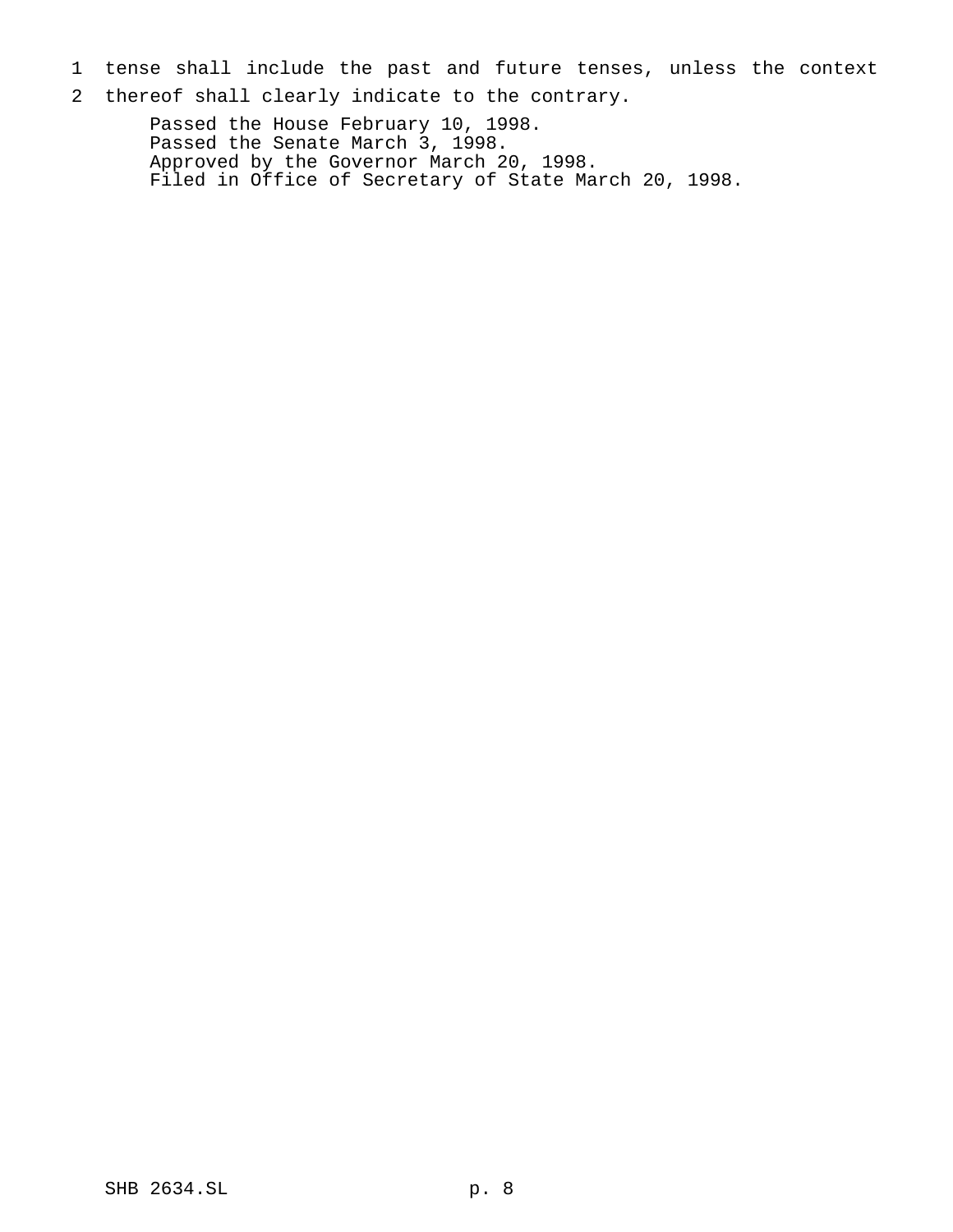tense shall include the past and future tenses, unless the context thereof shall clearly indicate to the contrary.

Passed the House February 10, 1998.
Passed the Senate March 3, 1998.
Approved by the Governor March 20, 1998.
Filed in Office of Secretary of State March 20, 1998.